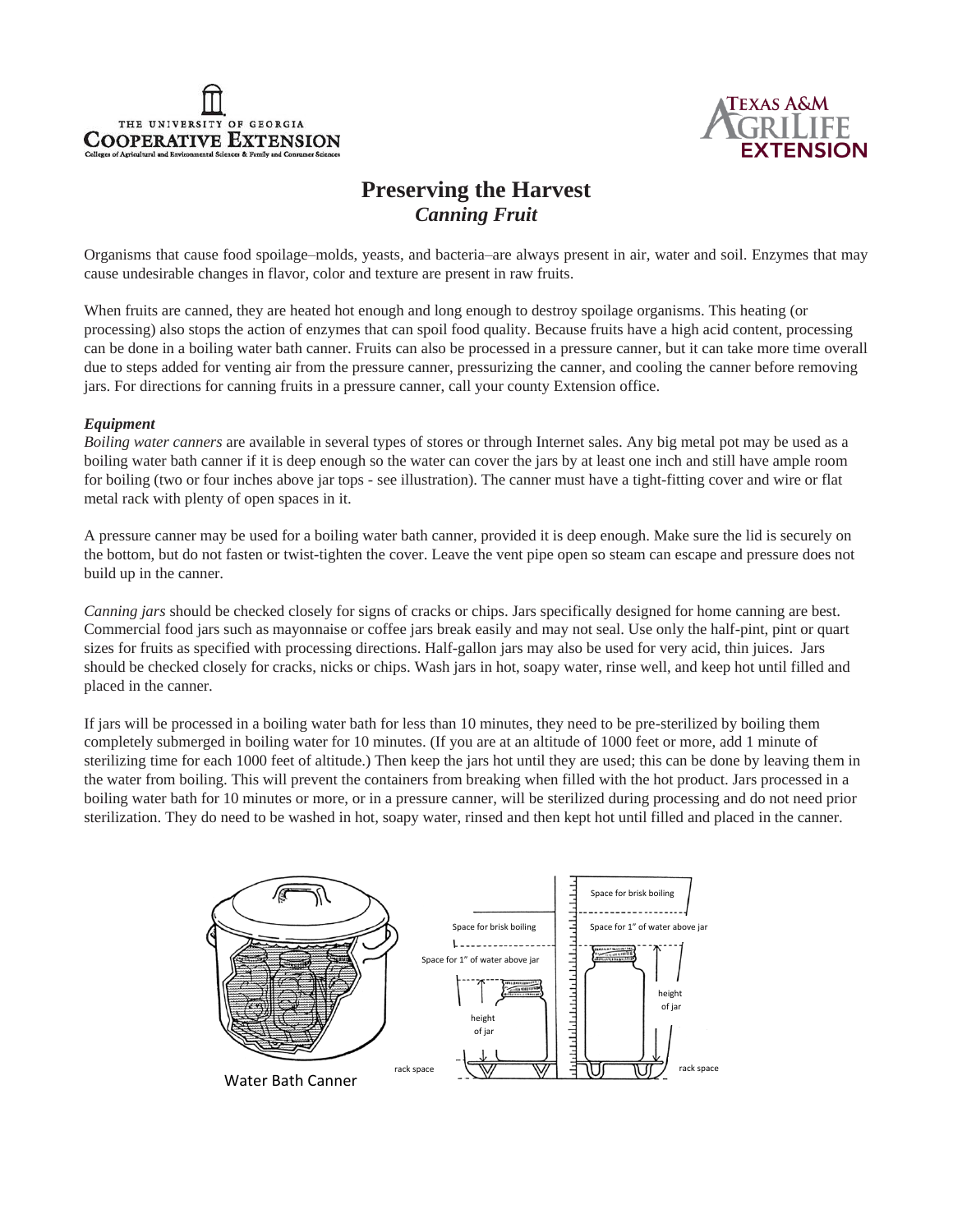# Preserving the Harvest

## *Canning Fruit*

Organisms that cause food spoilage–molds, yeasts, and bacteria–are always present in air, water and soil. Enzymes that may cause undesirable changes in flavor, color and texture are present in raw fruits.

When fruits are canned, they are heated hot enough and long enough to destroy spoilage organisms. This heating (or processing) also stops the action of enzymes that can spoil food quality. Because fruits have a high acid content, processing can be done in a boiling water bath canner. Fruits can also be processed in a pressure canner, but it can take more time overall due to steps added for venting air from the pressure canner, pressurizing the canner, and cooling the canner before removing jars. For directions for canning fruits in a pressure canner, call your county Extension office.

### *Equipment*

*Boiling water canners* are available in several types of stores or through Internet sales. Any big metal pot may be used as a boiling water bath canner if it is deep enough so the water can cover the jars by at least one inch and still have ample room for boiling (two or four inches above jar tops - see illustration). The canner must have a tight-fitting cover and wire or flat metal rack with plenty of open spaces in it.

A pressure canner may be used for a boiling water bath canner, provided it is deep enough. Make sure the lid is securely on the bottom, but do not fasten or twist-tighten the cover. Leave the vent pipe open so steam can escape and pressure does not build up in the canner.

*Canning jars* should be checked closely for signs of cracks or chips. Jars specifically designed for home canning are best. Commercial food jars such as mayonnaise or coffee jars break easily and may not seal. Use only the half-pint, pint or quart sizes for fruits as specified with processing directions. Half-gallon jars may also be used for very acid, thin juices. Jars should be checked closely for cracks, nicks or chips. Wash jars in hot, soapy water, rinse well, and keep hot until filled and placed in the canner.

If jars will be processed in a boiling water bath for less than 10 minutes, they need to be pre-sterilized by boiling them completely submerged in boiling water for 10 minutes. (If you are at an altitude of 1000 feet or more, add 1 minute of sterilizing time for each 1000 feet of altitude.) Then keep the jars hot until they are used; this can be done by leaving them in the water from boiling. This will prevent the containers from breaking when filled with the hot product. Jars processed in a boiling water bath for 10 minutes or more, or in a pressure canner, will be sterilized during processing and do not need prior sterilization. They do need to be washed in hot, soapy water, rinsed and then kept hot until filled and placed in the canner.

Water Bath Canner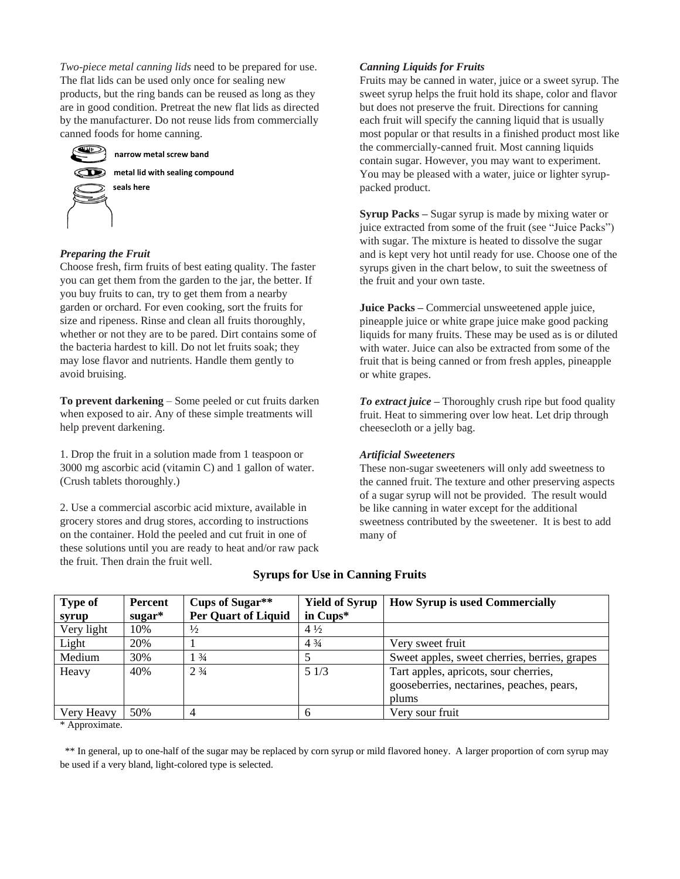*Two-piece metal canning lids* need to be prepared for use. The flat lids can be used only once for sealing new products, but the ring bands can be reused as long as they are in good condition. Pretreat the new flat lids as directed by the manufacturer. Do not reuse lids from commercially canned foods for home canning.

**narrow metal screw band**

**metal lid with sealing compound**

**seals here**

### *Preparing the Fruit*

Choose fresh, firm fruits of best eating quality. The faster you can get them from the garden to the jar, the better. If you buy fruits to can, try to get them from a nearby garden or orchard. For even cooking, sort the fruits for size and ripeness. Rinse and clean all fruits thoroughly, whether or not they are to be pared. Dirt contains some of the bacteria hardest to kill. Do not let fruits soak; they may lose flavor and nutrients. Handle them gently to avoid bruising.

**To prevent darkening** – Some peeled or cut fruits darken when exposed to air. Any of these simple treatments will help prevent darkening.

1. Drop the fruit in a solution made from 1 teaspoon or 3000 mg ascorbic acid (vitamin C) and 1 gallon of water. (Crush tablets thoroughly.)

2. Use a commercial ascorbic acid mixture, available in grocery stores and drug stores, according to instructions on the container. Hold the peeled and cut fruit in one of these solutions until you are ready to heat and/or raw pack the fruit. Then drain the fruit well.

### *Canning Liquids for Fruits*

Fruits may be canned in water, juice or a sweet syrup. The sweet syrup helps the fruit hold its shape, color and flavor but does not preserve the fruit. Directions for canning each fruit will specify the canning liquid that is usually most popular or that results in a finished product most like the commercially-canned fruit. Most canning liquids contain sugar. However, you may want to experiment. You may be pleased with a water, juice or lighter syrup-packed product.

**Syrup Packs –** Sugar syrup is made by mixing water or juice extracted from some of the fruit (see "Juice Packs") with sugar. The mixture is heated to dissolve the sugar and is kept very hot until ready for use. Choose one of the syrups given in the chart below, to suit the sweetness of the fruit and your own taste.

**Juice Packs –** Commercial unsweetened apple juice, pineapple juice or white grape juice make good packing liquids for many fruits. These may be used as is or diluted with water. Juice can also be extracted from some of the fruit that is being canned or from fresh apples, pineapple or white grapes.

***To extract juice* –** Thoroughly crush ripe but food quality fruit. Heat to simmering over low heat. Let drip through cheesecloth or a jelly bag.

### *Artificial Sweeteners*

These non-sugar sweeteners will only add sweetness to the canned fruit. The texture and other preserving aspects of a sugar syrup will not be provided. The result would be like canning in water except for the additional sweetness contributed by the sweetener. It is best to add many of

**Syrups for Use in Canning Fruits**

| Type of syrup | Percent sugar* | Cups of Sugar** Per Quart of Liquid | Yield of Syrup in Cups* | How Syrup is used Commercially |
|---|---|---|---|---|
| Very light | 10% | ½ | 4 ½ | |
| Light | 20% | 1 | 4 ¾ | Very sweet fruit |
| Medium | 30% | 1 ¾ | 5 | Sweet apples, sweet cherries, berries, grapes |
| Heavy | 40% | 2 ¾ | 5 1/3 | Tart apples, apricots, sour cherries, gooseberries, nectarines, peaches, pears, plums |
| Very Heavy | 50% | 4 | 6 | Very sour fruit |

\* Approximate.

\*\* In general, up to one-half of the sugar may be replaced by corn syrup or mild flavored honey. A larger proportion of corn syrup may be used if a very bland, light-colored type is selected.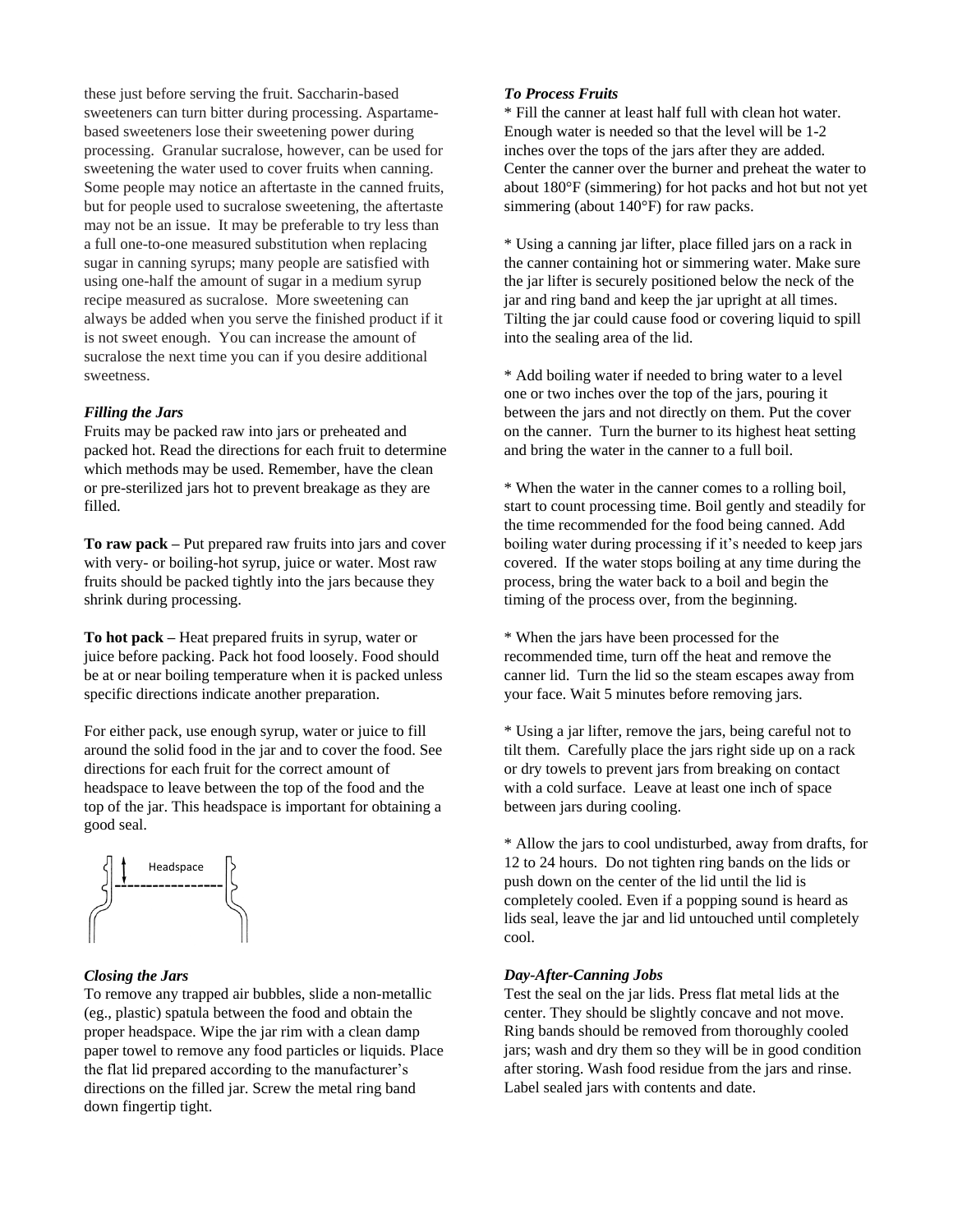these just before serving the fruit. Saccharin-based sweeteners can turn bitter during processing. Aspartame-based sweeteners lose their sweetening power during processing. Granular sucralose, however, can be used for sweetening the water used to cover fruits when canning. Some people may notice an aftertaste in the canned fruits, but for people used to sucralose sweetening, the aftertaste may not be an issue. It may be preferable to try less than a full one-to-one measured substitution when replacing sugar in canning syrups; many people are satisfied with using one-half the amount of sugar in a medium syrup recipe measured as sucralose. More sweetening can always be added when you serve the finished product if it is not sweet enough. You can increase the amount of sucralose the next time you can if you desire additional sweetness.

### *Filling the Jars*

Fruits may be packed raw into jars or preheated and packed hot. Read the directions for each fruit to determine which methods may be used. Remember, have the clean or pre-sterilized jars hot to prevent breakage as they are filled.

**To raw pack –** Put prepared raw fruits into jars and cover with very- or boiling-hot syrup, juice or water. Most raw fruits should be packed tightly into the jars because they shrink during processing.

**To hot pack –** Heat prepared fruits in syrup, water or juice before packing. Pack hot food loosely. Food should be at or near boiling temperature when it is packed unless specific directions indicate another preparation.

For either pack, use enough syrup, water or juice to fill around the solid food in the jar and to cover the food. See directions for each fruit for the correct amount of headspace to leave between the top of the food and the top of the jar. This headspace is important for obtaining a good seal.

Headspace

### *Closing the Jars*

To remove any trapped air bubbles, slide a non-metallic (eg., plastic) spatula between the food and obtain the proper headspace. Wipe the jar rim with a clean damp paper towel to remove any food particles or liquids. Place the flat lid prepared according to the manufacturer's directions on the filled jar. Screw the metal ring band down fingertip tight.

### *To Process Fruits*

* Fill the canner at least half full with clean hot water. Enough water is needed so that the level will be 1-2 inches over the tops of the jars after they are added. Center the canner over the burner and preheat the water to about 180°F (simmering) for hot packs and hot but not yet simmering (about 140°F) for raw packs.

* Using a canning jar lifter, place filled jars on a rack in the canner containing hot or simmering water. Make sure the jar lifter is securely positioned below the neck of the jar and ring band and keep the jar upright at all times. Tilting the jar could cause food or covering liquid to spill into the sealing area of the lid.

* Add boiling water if needed to bring water to a level one or two inches over the top of the jars, pouring it between the jars and not directly on them. Put the cover on the canner. Turn the burner to its highest heat setting and bring the water in the canner to a full boil.

* When the water in the canner comes to a rolling boil, start to count processing time. Boil gently and steadily for the time recommended for the food being canned. Add boiling water during processing if it's needed to keep jars covered. If the water stops boiling at any time during the process, bring the water back to a boil and begin the timing of the process over, from the beginning.

* When the jars have been processed for the recommended time, turn off the heat and remove the canner lid. Turn the lid so the steam escapes away from your face. Wait 5 minutes before removing jars.

* Using a jar lifter, remove the jars, being careful not to tilt them. Carefully place the jars right side up on a rack or dry towels to prevent jars from breaking on contact with a cold surface. Leave at least one inch of space between jars during cooling.

* Allow the jars to cool undisturbed, away from drafts, for 12 to 24 hours. Do not tighten ring bands on the lids or push down on the center of the lid until the lid is completely cooled. Even if a popping sound is heard as lids seal, leave the jar and lid untouched until completely cool.

### *Day-After-Canning Jobs*

Test the seal on the jar lids. Press flat metal lids at the center. They should be slightly concave and not move. Ring bands should be removed from thoroughly cooled jars; wash and dry them so they will be in good condition after storing. Wash food residue from the jars and rinse. Label sealed jars with contents and date.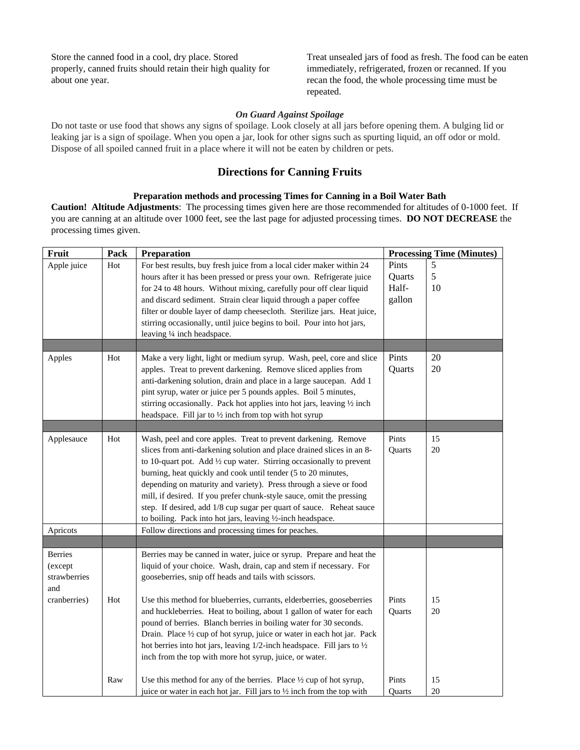Store the canned food in a cool, dry place. Stored properly, canned fruits should retain their high quality for about one year.

Treat unsealed jars of food as fresh. The food can be eaten immediately, refrigerated, frozen or recanned. If you recan the food, the whole processing time must be repeated.

***On Guard Against Spoilage***

Do not taste or use food that shows any signs of spoilage. Look closely at all jars before opening them. A bulging lid or leaking jar is a sign of spoilage. When you open a jar, look for other signs such as spurting liquid, an off odor or mold. Dispose of all spoiled canned fruit in a place where it will not be eaten by children or pets.

## Directions for Canning Fruits

### Preparation methods and processing Times for Canning in a Boil Water Bath

**Caution! Altitude Adjustments**: The processing times given here are those recommended for altitudes of 0-1000 feet. If you are canning at an altitude over 1000 feet, see the last page for adjusted processing times. **DO NOT DECREASE** the processing times given.

| Fruit | Pack | Preparation | Processing Time (Minutes) | |
|---|---|---|---|---|
| Apple juice | Hot | For best results, buy fresh juice from a local cider maker within 24 hours after it has been pressed or press your own. Refrigerate juice for 24 to 48 hours. Without mixing, carefully pour off clear liquid and discard sediment. Strain clear liquid through a paper coffee filter or double layer of damp cheesecloth. Sterilize jars. Heat juice, stirring occasionally, until juice begins to boil. Pour into hot jars, leaving ¼ inch headspace. | Pints<br>Quarts<br>Half-gallon | 5<br>5<br>10 |
| | | | | |
| Apples | Hot | Make a very light, light or medium syrup. Wash, peel, core and slice apples. Treat to prevent darkening. Remove sliced applies from anti-darkening solution, drain and place in a large saucepan. Add 1 pint syrup, water or juice per 5 pounds apples. Boil 5 minutes, stirring occasionally. Pack hot applies into hot jars, leaving ½ inch headspace. Fill jar to ½ inch from top with hot syrup | Pints<br>Quarts | 20<br>20 |
| | | | | |
| Applesauce | Hot | Wash, peel and core apples. Treat to prevent darkening. Remove slices from anti-darkening solution and place drained slices in an 8- to 10-quart pot. Add ½ cup water. Stirring occasionally to prevent burning, heat quickly and cook until tender (5 to 20 minutes, depending on maturity and variety). Press through a sieve or food mill, if desired. If you prefer chunk-style sauce, omit the pressing step. If desired, add 1/8 cup sugar per quart of sauce. Reheat sauce to boiling. Pack into hot jars, leaving ½-inch headspace. | Pints<br>Quarts | 15<br>20 |
| Apricots | | Follow directions and processing times for peaches. | | |
| | | | | |
| Berries (except strawberries and cranberries) | | Berries may be canned in water, juice or syrup. Prepare and heat the liquid of your choice. Wash, drain, cap and stem if necessary. For gooseberries, snip off heads and tails with scissors. | | |
| | Hot | Use this method for blueberries, currants, elderberries, gooseberries and huckleberries. Heat to boiling, about 1 gallon of water for each pound of berries. Blanch berries in boiling water for 30 seconds. Drain. Place ½ cup of hot syrup, juice or water in each hot jar. Pack hot berries into hot jars, leaving 1/2-inch headspace. Fill jars to ½ inch from the top with more hot syrup, juice, or water. | Pints<br>Quarts | 15<br>20 |
| | Raw | Use this method for any of the berries. Place ½ cup of hot syrup, juice or water in each hot jar. Fill jars to ½ inch from the top with | Pints<br>Quarts | 15<br>20 |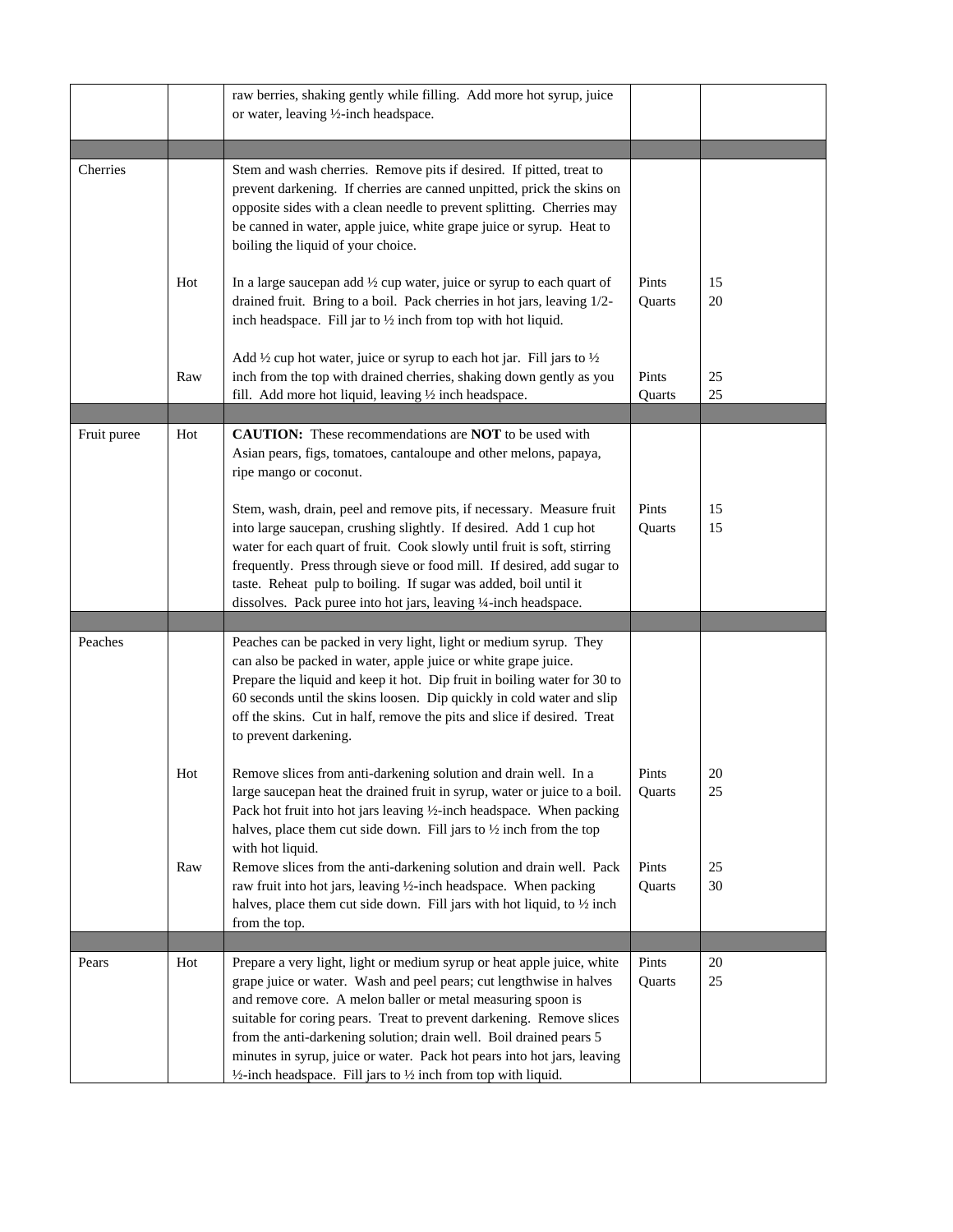| | | | | |
|---|---|---|---|---|
| | | raw berries, shaking gently while filling. Add more hot syrup, juice or water, leaving ½-inch headspace. | | |
| | | | | |
| Cherries | | Stem and wash cherries. Remove pits if desired. If pitted, treat to prevent darkening. If cherries are canned unpitted, prick the skins on opposite sides with a clean needle to prevent splitting. Cherries may be canned in water, apple juice, white grape juice or syrup. Heat to boiling the liquid of your choice. | | |
| | Hot | In a large saucepan add ½ cup water, juice or syrup to each quart of drained fruit. Bring to a boil. Pack cherries in hot jars, leaving 1/2-inch headspace. Fill jar to ½ inch from top with hot liquid. | Pints<br>Quarts | 15<br>20 |
| | Raw | Add ½ cup hot water, juice or syrup to each hot jar. Fill jars to ½ inch from the top with drained cherries, shaking down gently as you fill. Add more hot liquid, leaving ½ inch headspace. | Pints<br>Quarts | 25<br>25 |
| | | | | |
| Fruit puree | Hot | **CAUTION:** These recommendations are **NOT** to be used with Asian pears, figs, tomatoes, cantaloupe and other melons, papaya, ripe mango or coconut.<br><br>Stem, wash, drain, peel and remove pits, if necessary. Measure fruit into large saucepan, crushing slightly. If desired. Add 1 cup hot water for each quart of fruit. Cook slowly until fruit is soft, stirring frequently. Press through sieve or food mill. If desired, add sugar to taste. Reheat pulp to boiling. If sugar was added, boil until it dissolves. Pack puree into hot jars, leaving ¼-inch headspace. | Pints<br>Quarts | 15<br>15 |
| | | | | |
| Peaches | | Peaches can be packed in very light, light or medium syrup. They can also be packed in water, apple juice or white grape juice. Prepare the liquid and keep it hot. Dip fruit in boiling water for 30 to 60 seconds until the skins loosen. Dip quickly in cold water and slip off the skins. Cut in half, remove the pits and slice if desired. Treat to prevent darkening. | | |
| | Hot | Remove slices from anti-darkening solution and drain well. In a large saucepan heat the drained fruit in syrup, water or juice to a boil. Pack hot fruit into hot jars leaving ½-inch headspace. When packing halves, place them cut side down. Fill jars to ½ inch from the top with hot liquid. | Pints<br>Quarts | 20<br>25 |
| | Raw | Remove slices from the anti-darkening solution and drain well. Pack raw fruit into hot jars, leaving ½-inch headspace. When packing halves, place them cut side down. Fill jars with hot liquid, to ½ inch from the top. | Pints<br>Quarts | 25<br>30 |
| | | | | |
| Pears | Hot | Prepare a very light, light or medium syrup or heat apple juice, white grape juice or water. Wash and peel pears; cut lengthwise in halves and remove core. A melon baller or metal measuring spoon is suitable for coring pears. Treat to prevent darkening. Remove slices from the anti-darkening solution; drain well. Boil drained pears 5 minutes in syrup, juice or water. Pack hot pears into hot jars, leaving ½-inch headspace. Fill jars to ½ inch from top with liquid. | Pints<br>Quarts | 20<br>25 |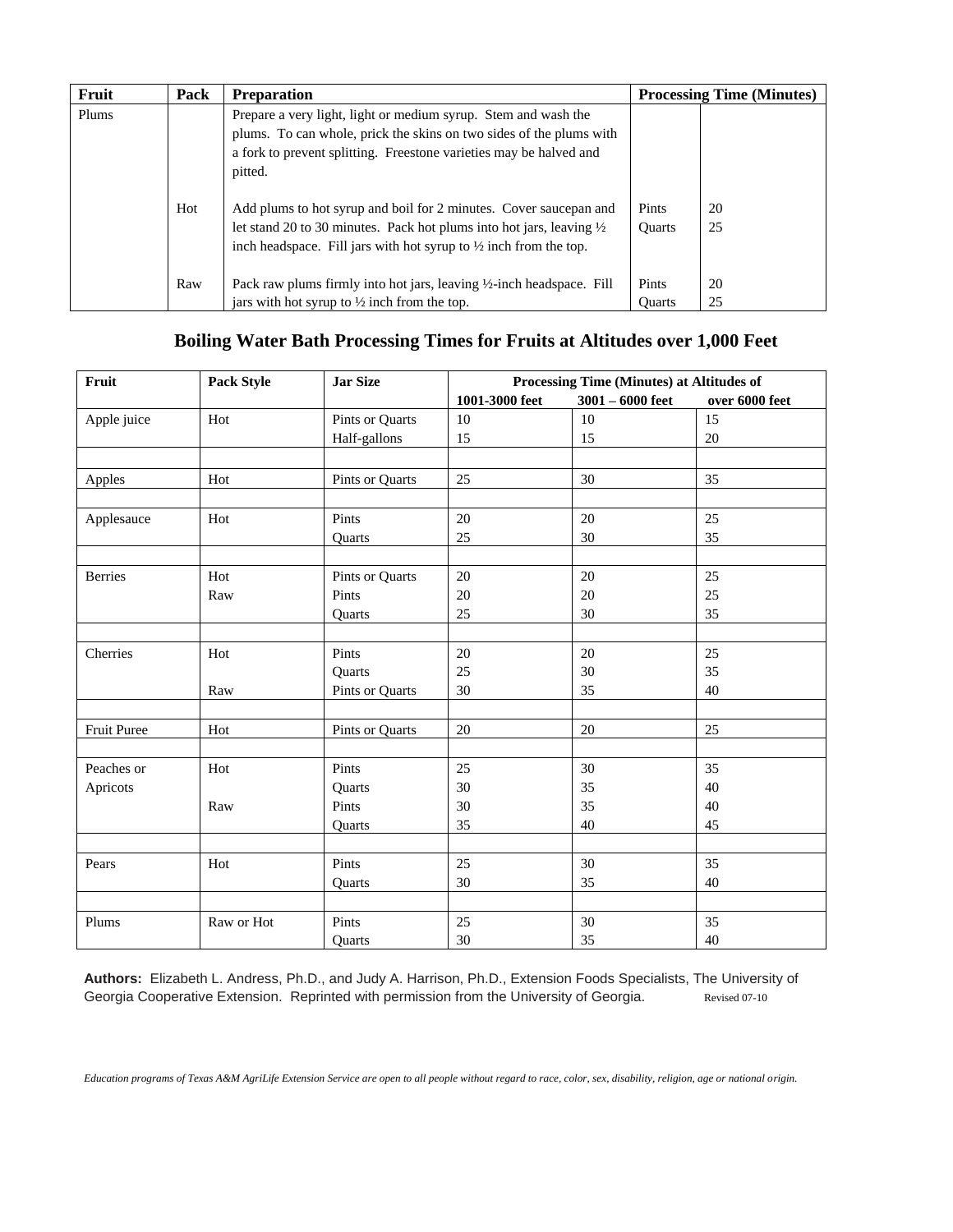| Fruit | Pack | Preparation | Processing Time (Minutes) | |
|---|---|---|---|---|
| Plums | | Prepare a very light, light or medium syrup. Stem and wash the plums. To can whole, prick the skins on two sides of the plums with a fork to prevent splitting. Freestone varieties may be halved and pitted. | | |
| | Hot | Add plums to hot syrup and boil for 2 minutes. Cover saucepan and let stand 20 to 30 minutes. Pack hot plums into hot jars, leaving ½ inch headspace. Fill jars with hot syrup to ½ inch from the top. | Pints<br>Quarts | 20<br>25 |
| | Raw | Pack raw plums firmly into hot jars, leaving ½-inch headspace. Fill jars with hot syrup to ½ inch from the top. | Pints<br>Quarts | 20<br>25 |

## Boiling Water Bath Processing Times for Fruits at Altitudes over 1,000 Feet

| Fruit | Pack Style | Jar Size | Processing Time (Minutes) at Altitudes of | | |
|---|---|---|---|---|---|
| | | | 1001-3000 feet | 3001 – 6000 feet | over 6000 feet |
| Apple juice | Hot | Pints or Quarts | 10 | 10 | 15 |
| | | Half-gallons | 15 | 15 | 20 |
| | | | | | |
| Apples | Hot | Pints or Quarts | 25 | 30 | 35 |
| | | | | | |
| Applesauce | Hot | Pints | 20 | 20 | 25 |
| | | Quarts | 25 | 30 | 35 |
| | | | | | |
| Berries | Hot | Pints or Quarts | 20 | 20 | 25 |
| | Raw | Pints | 20 | 20 | 25 |
| | | Quarts | 25 | 30 | 35 |
| | | | | | |
| Cherries | Hot | Pints | 20 | 20 | 25 |
| | | Quarts | 25 | 30 | 35 |
| | Raw | Pints or Quarts | 30 | 35 | 40 |
| | | | | | |
| Fruit Puree | Hot | Pints or Quarts | 20 | 20 | 25 |
| | | | | | |
| Peaches or Apricots | Hot | Pints | 25 | 30 | 35 |
| | | Quarts | 30 | 35 | 40 |
| | Raw | Pints | 30 | 35 | 40 |
| | | Quarts | 35 | 40 | 45 |
| | | | | | |
| Pears | Hot | Pints | 25 | 30 | 35 |
| | | Quarts | 30 | 35 | 40 |
| | | | | | |
| Plums | Raw or Hot | Pints | 25 | 30 | 35 |
| | | Quarts | 30 | 35 | 40 |

**Authors:** Elizabeth L. Andress, Ph.D., and Judy A. Harrison, Ph.D., Extension Foods Specialists, The University of Georgia Cooperative Extension. Reprinted with permission from the University of Georgia. Revised 07-10

*Education programs of Texas A&M AgriLife Extension Service are open to all people without regard to race, color, sex, disability, religion, age or national origin.*